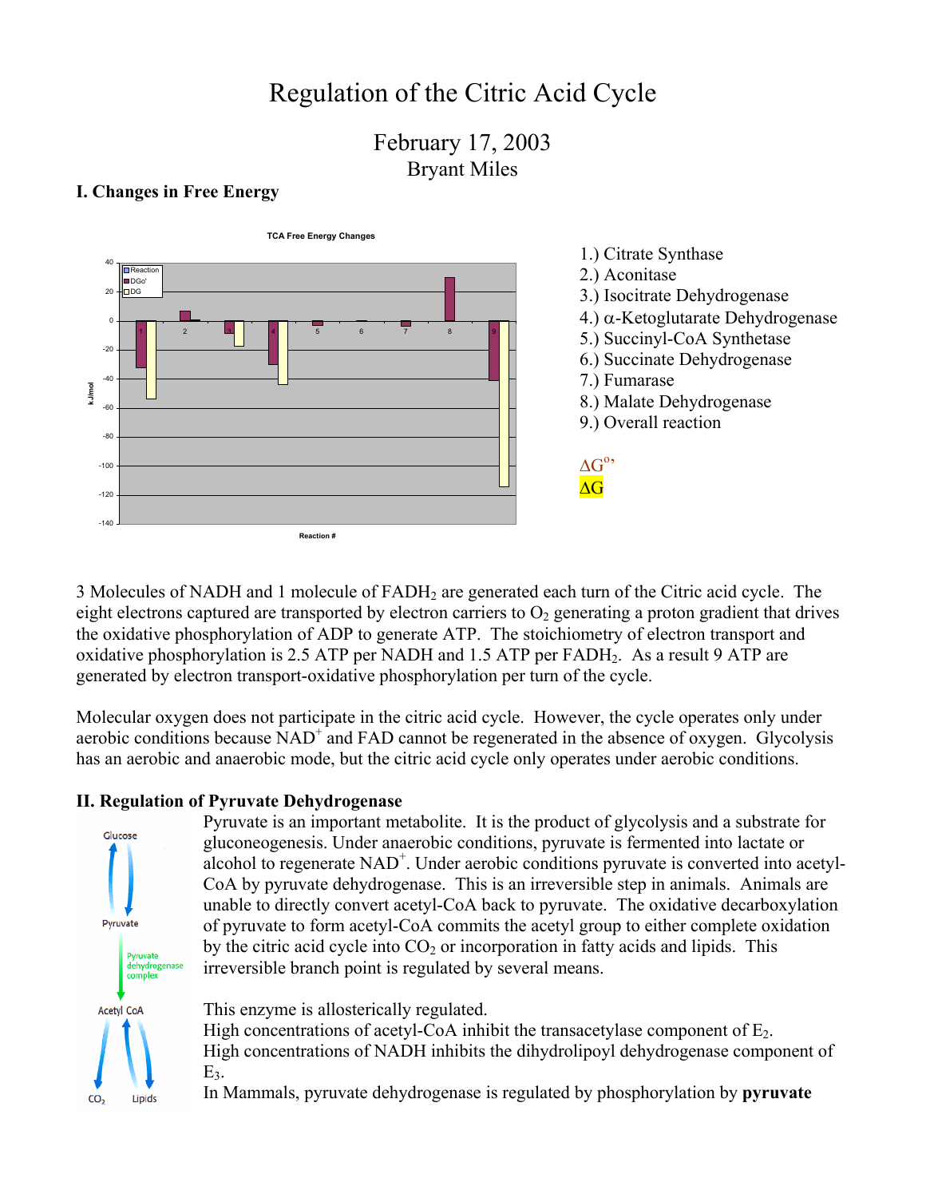# Regulation of the Citric Acid Cycle

February 17, 2003
Bryant Miles

## I. Changes in Free Energy

1.) Citrate Synthase
2.) Aconitase
3.) Isocitrate Dehydrogenase
4.) α-Ketoglutarate Dehydrogenase
5.) Succinyl-CoA Synthetase
6.) Succinate Dehydrogenase
7.) Fumarase
8.) Malate Dehydrogenase
9.) Overall reaction

$\Delta G^{o\prime}$
$\Delta G$

3 Molecules of NADH and 1 molecule of $FADH_2$ are generated each turn of the Citric acid cycle. The eight electrons captured are transported by electron carriers to $O_2$ generating a proton gradient that drives the oxidative phosphorylation of ADP to generate ATP. The stoichiometry of electron transport and oxidative phosphorylation is 2.5 ATP per NADH and 1.5 ATP per $FADH_2$. As a result 9 ATP are generated by electron transport-oxidative phosphorylation per turn of the cycle.

Molecular oxygen does not participate in the citric acid cycle. However, the cycle operates only under aerobic conditions because $NAD^+$ and FAD cannot be regenerated in the absence of oxygen. Glycolysis has an aerobic and anaerobic mode, but the citric acid cycle only operates under aerobic conditions.

## II. Regulation of Pyruvate Dehydrogenase

Pyruvate is an important metabolite. It is the product of glycolysis and a substrate for gluconeogenesis. Under anaerobic conditions, pyruvate is fermented into lactate or alcohol to regenerate $NAD^+$. Under aerobic conditions pyruvate is converted into acetyl-CoA by pyruvate dehydrogenase. This is an irreversible step in animals. Animals are unable to directly convert acetyl-CoA back to pyruvate. The oxidative decarboxylation of pyruvate to form acetyl-CoA commits the acetyl group to either complete oxidation by the citric acid cycle into $CO_2$ or incorporation in fatty acids and lipids. This irreversible branch point is regulated by several means.

This enzyme is allosterically regulated.
High concentrations of acetyl-CoA inhibit the transacetylase component of $E_2$.
High concentrations of NADH inhibits the dihydrolipoyl dehydrogenase component of $E_3$.
In Mammals, pyruvate dehydrogenase is regulated by phosphorylation by **pyruvate**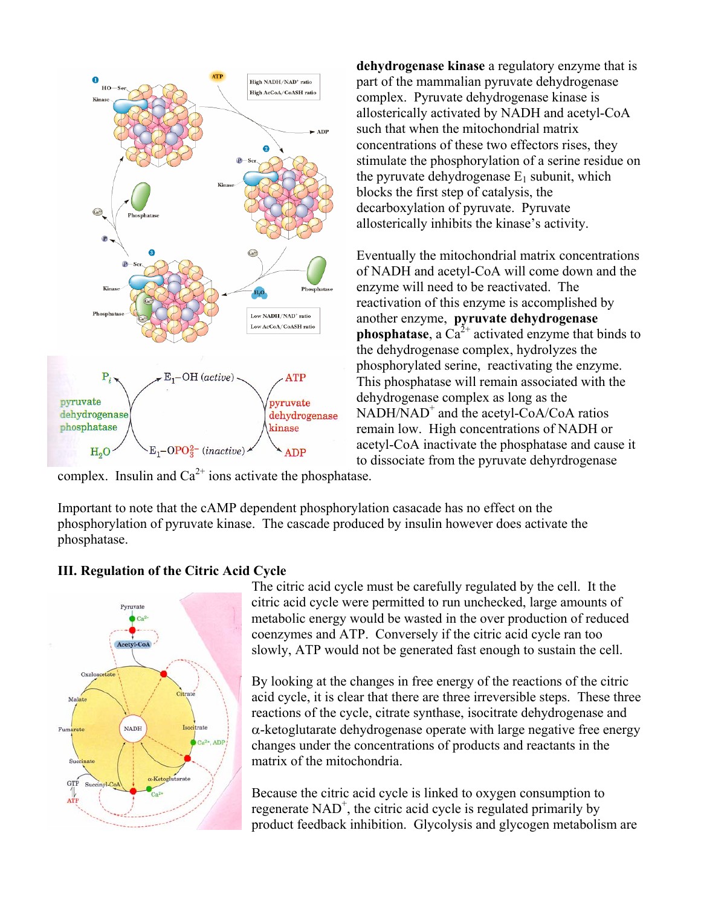**dehydrogenase kinase** a regulatory enzyme that is part of the mammalian pyruvate dehydrogenase complex. Pyruvate dehydrogenase kinase is allosterically activated by NADH and acetyl-CoA such that when the mitochondrial matrix concentrations of these two effectors rises, they stimulate the phosphorylation of a serine residue on the pyruvate dehydrogenase $E_1$ subunit, which blocks the first step of catalysis, the decarboxylation of pyruvate. Pyruvate allosterically inhibits the kinase's activity.

Eventually the mitochondrial matrix concentrations of NADH and acetyl-CoA will come down and the enzyme will need to be reactivated. The reactivation of this enzyme is accomplished by another enzyme, **pyruvate dehydrogenase phosphatase**, a $Ca^{2+}$ activated enzyme that binds to the dehydrogenase complex, hydrolyzes the phosphorylated serine, reactivating the enzyme. This phosphatase will remain associated with the dehydrogenase complex as long as the $NADH/NAD^+$ and the acetyl-CoA/CoA ratios remain low. High concentrations of NADH or acetyl-CoA inactivate the phosphatase and cause it to dissociate from the pyruvate dehyrdrogenase complex. Insulin and $Ca^{2+}$ ions activate the phosphatase.

Important to note that the cAMP dependent phosphorylation casacade has no effect on the phosphorylation of pyruvate kinase. The cascade produced by insulin however does activate the phosphatase.

### III. Regulation of the Citric Acid Cycle

The citric acid cycle must be carefully regulated by the cell. It the citric acid cycle were permitted to run unchecked, large amounts of metabolic energy would be wasted in the over production of reduced coenzymes and ATP. Conversely if the citric acid cycle ran too slowly, ATP would not be generated fast enough to sustain the cell.

By looking at the changes in free energy of the reactions of the citric acid cycle, it is clear that there are three irreversible steps. These three reactions of the cycle, citrate synthase, isocitrate dehydrogenase and $\alpha$-ketoglutarate dehydrogenase operate with large negative free energy changes under the concentrations of products and reactants in the matrix of the mitochondria.

Because the citric acid cycle is linked to oxygen consumption to regenerate $NAD^+$, the citric acid cycle is regulated primarily by product feedback inhibition. Glycolysis and glycogen metabolism are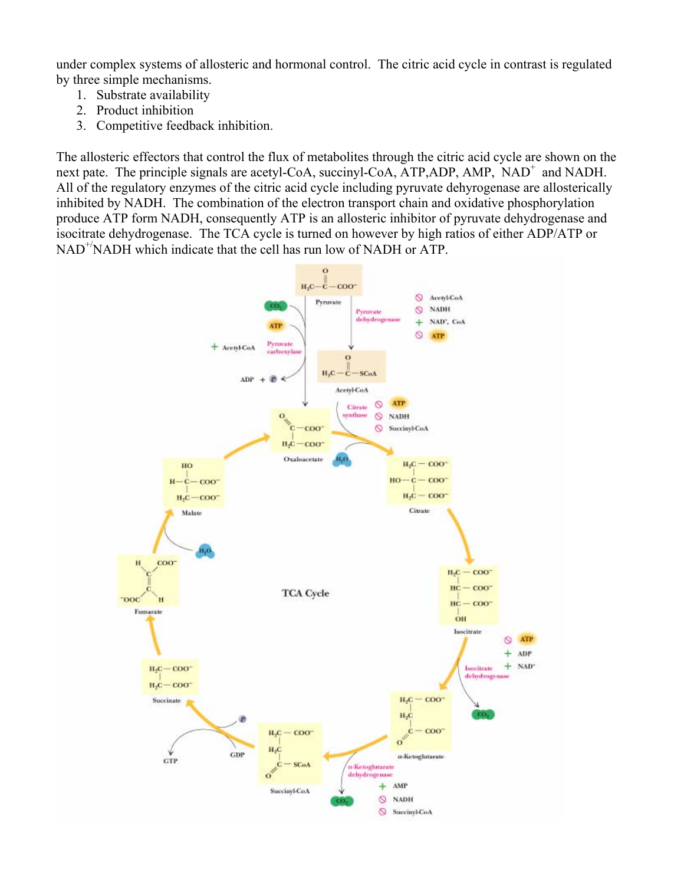under complex systems of allosteric and hormonal control. The citric acid cycle in contrast is regulated by three simple mechanisms.

1. Substrate availability
2. Product inhibition
3. Competitive feedback inhibition.

The allosteric effectors that control the flux of metabolites through the citric acid cycle are shown on the next pate. The principle signals are acetyl-CoA, succinyl-CoA, ATP,ADP, AMP, $NAD^+$ and NADH. All of the regulatory enzymes of the citric acid cycle including pyruvate dehyrogenase are allosterically inhibited by NADH. The combination of the electron transport chain and oxidative phosphorylation produce ATP form NADH, consequently ATP is an allosteric inhibitor of pyruvate dehydrogenase and isocitrate dehydrogenase. The TCA cycle is turned on however by high ratios of either ADP/ATP or $NAD^{+/}$NADH which indicate that the cell has run low of NADH or ATP.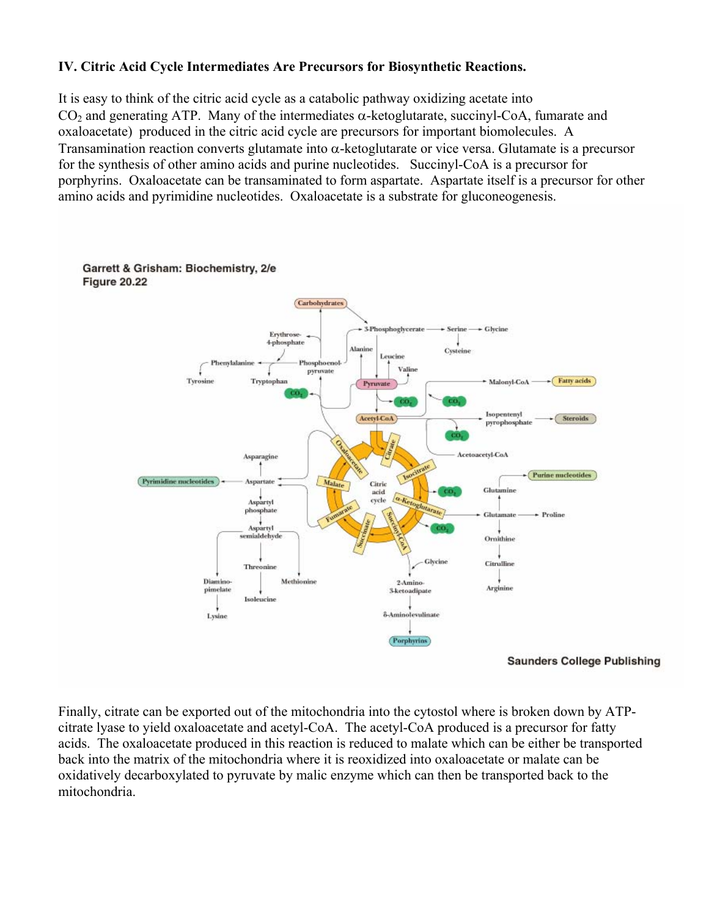### IV. Citric Acid Cycle Intermediates Are Precursors for Biosynthetic Reactions.

It is easy to think of the citric acid cycle as a catabolic pathway oxidizing acetate into $CO_2$ and generating ATP. Many of the intermediates $\alpha$-ketoglutarate, succinyl-CoA, fumarate and oxaloacetate) produced in the citric acid cycle are precursors for important biomolecules. A Transamination reaction converts glutamate into $\alpha$-ketoglutarate or vice versa. Glutamate is a precursor for the synthesis of other amino acids and purine nucleotides. Succinyl-CoA is a precursor for porphyrins. Oxaloacetate can be transaminated to form aspartate. Aspartate itself is a precursor for other amino acids and pyrimidine nucleotides. Oxaloacetate is a substrate for gluconeogenesis.

Garrett & Grisham: Biochemistry, 2/e
Figure 20.22

Saunders College Publishing

Finally, citrate can be exported out of the mitochondria into the cytostol where is broken down by ATP-citrate lyase to yield oxaloacetate and acetyl-CoA. The acetyl-CoA produced is a precursor for fatty acids. The oxaloacetate produced in this reaction is reduced to malate which can be either be transported back into the matrix of the mitochondria where it is reoxidized into oxaloacetate or malate can be oxidatively decarboxylated to pyruvate by malic enzyme which can then be transported back to the mitochondria.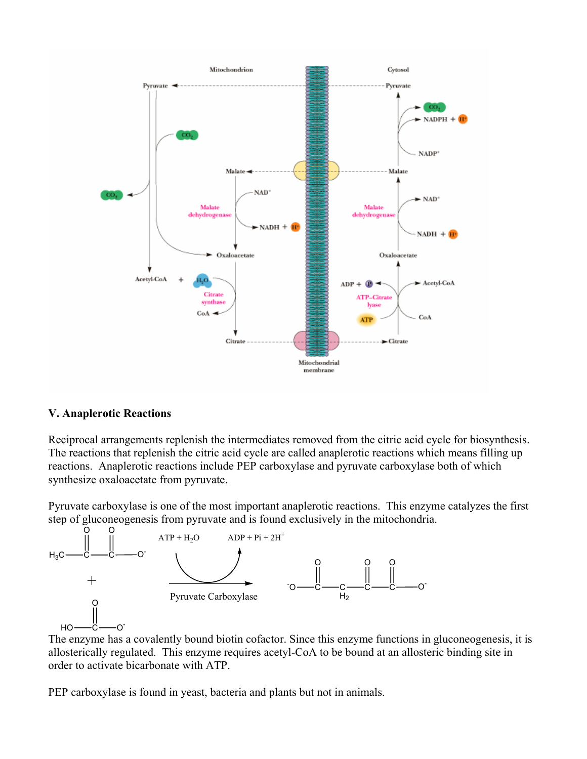## V. Anaplerotic Reactions

Reciprocal arrangements replenish the intermediates removed from the citric acid cycle for biosynthesis. The reactions that replenish the citric acid cycle are called anaplerotic reactions which means filling up reactions. Anaplerotic reactions include PEP carboxylase and pyruvate carboxylase both of which synthesize oxaloacetate from pyruvate.

Pyruvate carboxylase is one of the most important anaplerotic reactions. This enzyme catalyzes the first step of gluconeogenesis from pyruvate and is found exclusively in the mitochondria.

$$H_3C{-}C({=}O){-}C({=}O){-}O^- \; + \; HO{-}C({=}O){-}O^- \xrightarrow[\text{Pyruvate Carboxylase}]{ATP + H_2O \;\rightarrow\; ADP + Pi + 2H^+} {}^-O{-}C({=}O){-}CH_2{-}C({=}O){-}C({=}O){-}O^-$$

The enzyme has a covalently bound biotin cofactor. Since this enzyme functions in gluconeogenesis, it is allosterically regulated. This enzyme requires acetyl-CoA to be bound at an allosteric binding site in order to activate bicarbonate with ATP.

PEP carboxylase is found in yeast, bacteria and plants but not in animals.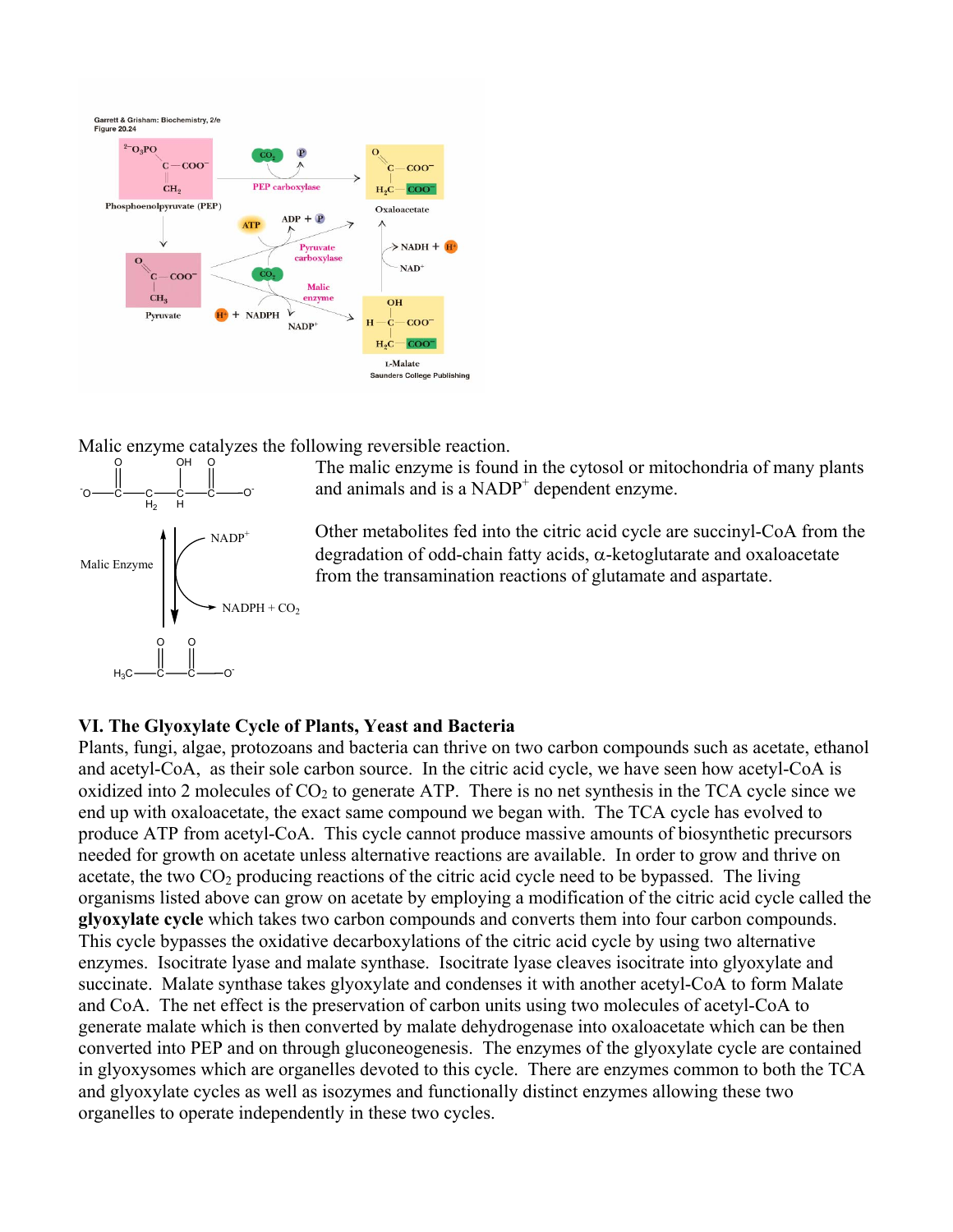Malic enzyme catalyzes the following reversible reaction.

The malic enzyme is found in the cytosol or mitochondria of many plants and animals and is a $NADP^+$ dependent enzyme.

Other metabolites fed into the citric acid cycle are succinyl-CoA from the degradation of odd-chain fatty acids, α-ketoglutarate and oxaloacetate from the transamination reactions of glutamate and aspartate.

## VI. The Glyoxylate Cycle of Plants, Yeast and Bacteria

Plants, fungi, algae, protozoans and bacteria can thrive on two carbon compounds such as acetate, ethanol and acetyl-CoA, as their sole carbon source. In the citric acid cycle, we have seen how acetyl-CoA is oxidized into 2 molecules of $CO_2$ to generate ATP. There is no net synthesis in the TCA cycle since we end up with oxaloacetate, the exact same compound we began with. The TCA cycle has evolved to produce ATP from acetyl-CoA. This cycle cannot produce massive amounts of biosynthetic precursors needed for growth on acetate unless alternative reactions are available. In order to grow and thrive on acetate, the two $CO_2$ producing reactions of the citric acid cycle need to be bypassed. The living organisms listed above can grow on acetate by employing a modification of the citric acid cycle called the **glyoxylate cycle** which takes two carbon compounds and converts them into four carbon compounds. This cycle bypasses the oxidative decarboxylations of the citric acid cycle by using two alternative enzymes. Isocitrate lyase and malate synthase. Isocitrate lyase cleaves isocitrate into glyoxylate and succinate. Malate synthase takes glyoxylate and condenses it with another acetyl-CoA to form Malate and CoA. The net effect is the preservation of carbon units using two molecules of acetyl-CoA to generate malate which is then converted by malate dehydrogenase into oxaloacetate which can be then converted into PEP and on through gluconeogenesis. The enzymes of the glyoxylate cycle are contained in glyoxysomes which are organelles devoted to this cycle. There are enzymes common to both the TCA and glyoxylate cycles as well as isozymes and functionally distinct enzymes allowing these two organelles to operate independently in these two cycles.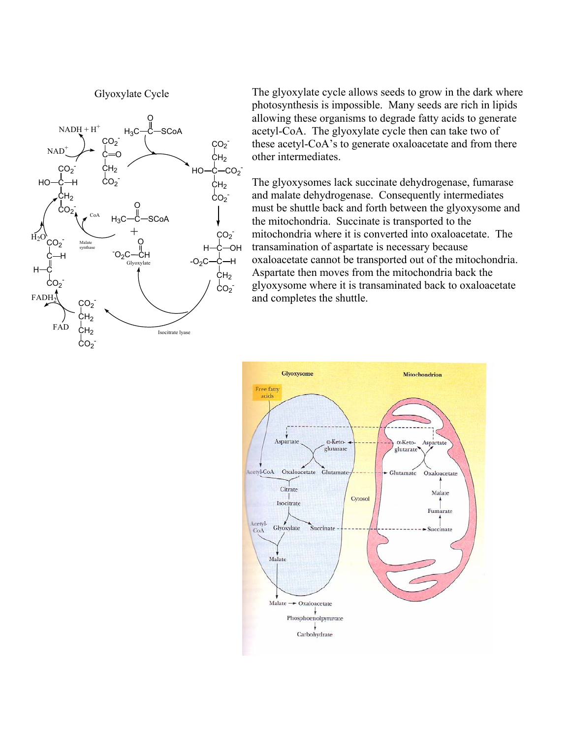## Glyoxylate Cycle

$NADH + H^+$

$NAD^+$

$H_3C-C(=O)-SCoA$

CoA

$H_3C-C(=O)-SCoA$

+

$^-O_2C-CH=O$

Glyoxylate

Malate synthase

$H_2O$

$FADH_2$

FAD

Isocitrate lyase

The glyoxylate cycle allows seeds to grow in the dark where photosynthesis is impossible. Many seeds are rich in lipids allowing these organisms to degrade fatty acids to generate acetyl-CoA. The glyoxylate cycle then can take two of these acetyl-CoA's to generate oxaloacetate and from there other intermediates.

The glyoxysomes lack succinate dehydrogenase, fumarase and malate dehydrogenase. Consequently intermediates must be shuttle back and forth between the glyoxysome and the mitochondria. Succinate is transported to the mitochondria where it is converted into oxaloacetate. The transamination of aspartate is necessary because oxaloacetate cannot be transported out of the mitochondria. Aspartate then moves from the mitochondria back the glyoxysome where it is transaminated back to oxaloacetate and completes the shuttle.

Glyoxysome

Mitochondrion

Free fatty acids

Aspartate

α-Ketoglutarate

Acetyl-CoA

Oxaloacetate

Glutamate

Citrate

Isocitrate

Acetyl-CoA

Glyoxylate

Succinate

Malate

Cytosol

α-Ketoglutarate

Aspartate

Glutamate

Oxaloacetate

Malate

Fumarate

Succinate

Malate → Oxaloacetate

Phosphoenolpyruvate

Carbohydrate